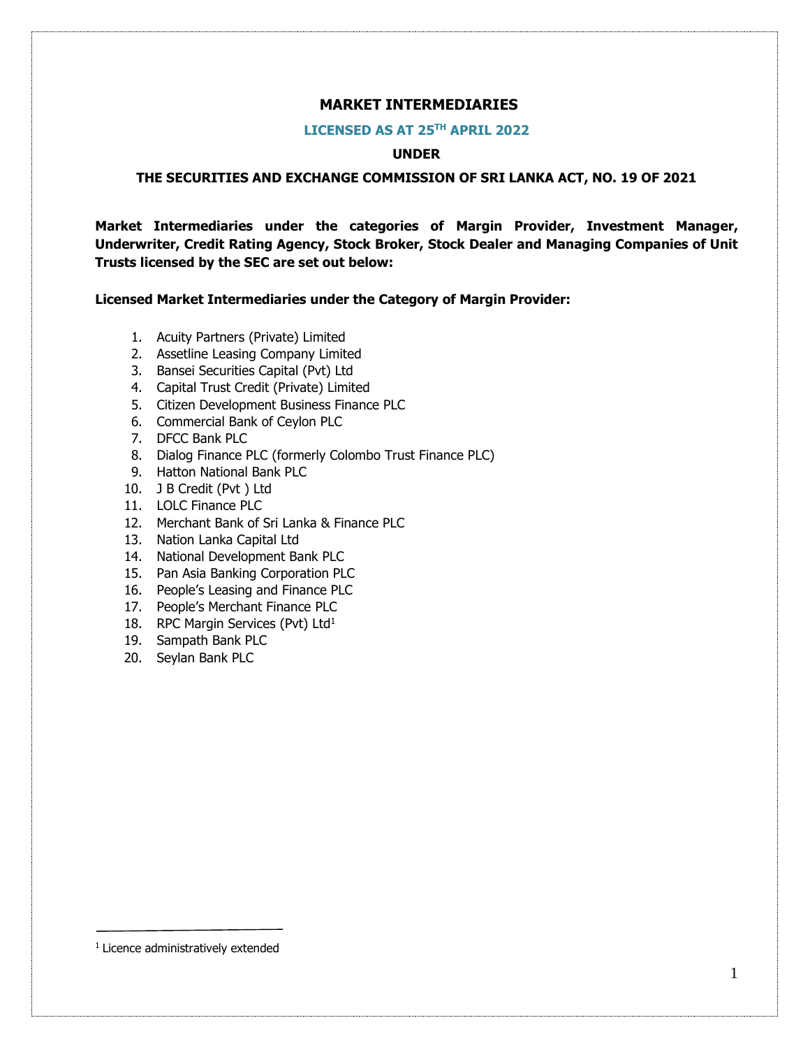# MARKET INTERMEDIARIES

## LICENSED AS AT 25TH APRIL 2022

## UNDER

## THE SECURITIES AND EXCHANGE COMMISSION OF SRI LANKA ACT, NO. 19 OF 2021

**Market Intermediaries under the categories of Margin Provider, Investment Manager, Underwriter, Credit Rating Agency, Stock Broker, Stock Dealer and Managing Companies of Unit Trusts licensed by the SEC are set out below:**

**Licensed Market Intermediaries under the Category of Margin Provider:**

1. Acuity Partners (Private) Limited
2. Assetline Leasing Company Limited
3. Bansei Securities Capital (Pvt) Ltd
4. Capital Trust Credit (Private) Limited
5. Citizen Development Business Finance PLC
6. Commercial Bank of Ceylon PLC
7. DFCC Bank PLC
8. Dialog Finance PLC (formerly Colombo Trust Finance PLC)
9. Hatton National Bank PLC
10. J B Credit (Pvt ) Ltd
11. LOLC Finance PLC
12. Merchant Bank of Sri Lanka & Finance PLC
13. Nation Lanka Capital Ltd
14. National Development Bank PLC
15. Pan Asia Banking Corporation PLC
16. People's Leasing and Finance PLC
17. People's Merchant Finance PLC
18. RPC Margin Services (Pvt) Ltd[1]
19. Sampath Bank PLC
20. Seylan Bank PLC

---

[1] Licence administratively extended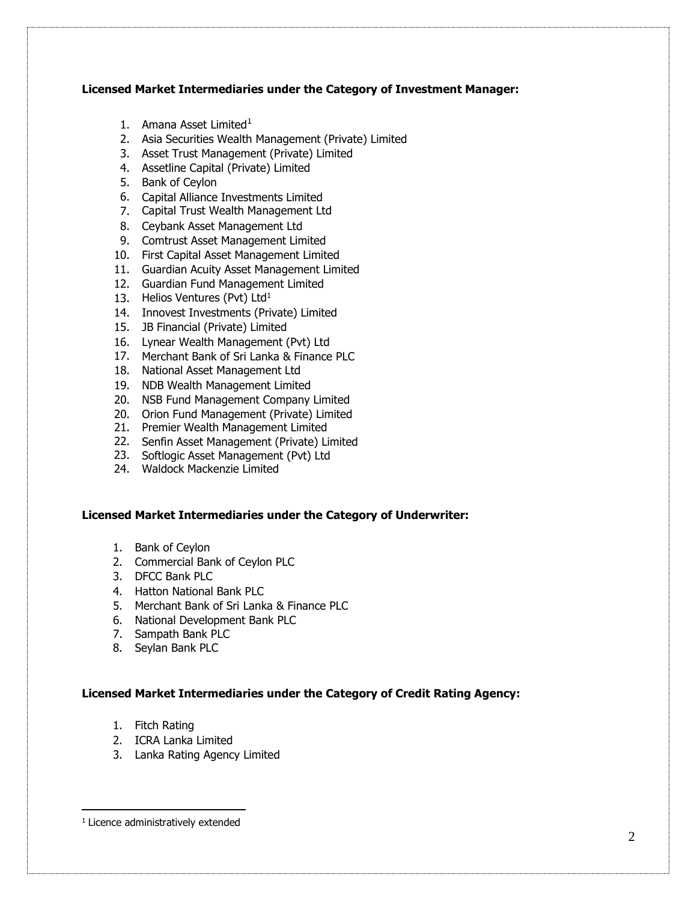**Licensed Market Intermediaries under the Category of Investment Manager:**

1. Amana Asset Limited[1]
2. Asia Securities Wealth Management (Private) Limited
3. Asset Trust Management (Private) Limited
4. Assetline Capital (Private) Limited
5. Bank of Ceylon
6. Capital Alliance Investments Limited
7. Capital Trust Wealth Management Ltd
8. Ceybank Asset Management Ltd
9. Comtrust Asset Management Limited
10. First Capital Asset Management Limited
11. Guardian Acuity Asset Management Limited
12. Guardian Fund Management Limited
13. Helios Ventures (Pvt) Ltd[1]
14. Innovest Investments (Private) Limited
15. JB Financial (Private) Limited
16. Lynear Wealth Management (Pvt) Ltd
17. Merchant Bank of Sri Lanka & Finance PLC
18. National Asset Management Ltd
19. NDB Wealth Management Limited
20. NSB Fund Management Company Limited
20. Orion Fund Management (Private) Limited
21. Premier Wealth Management Limited
22. Senfin Asset Management (Private) Limited
23. Softlogic Asset Management (Pvt) Ltd
24. Waldock Mackenzie Limited

**Licensed Market Intermediaries under the Category of Underwriter:**

1. Bank of Ceylon
2. Commercial Bank of Ceylon PLC
3. DFCC Bank PLC
4. Hatton National Bank PLC
5. Merchant Bank of Sri Lanka & Finance PLC
6. National Development Bank PLC
7. Sampath Bank PLC
8. Seylan Bank PLC

**Licensed Market Intermediaries under the Category of Credit Rating Agency:**

1. Fitch Rating
2. ICRA Lanka Limited
3. Lanka Rating Agency Limited

---

[1] Licence administratively extended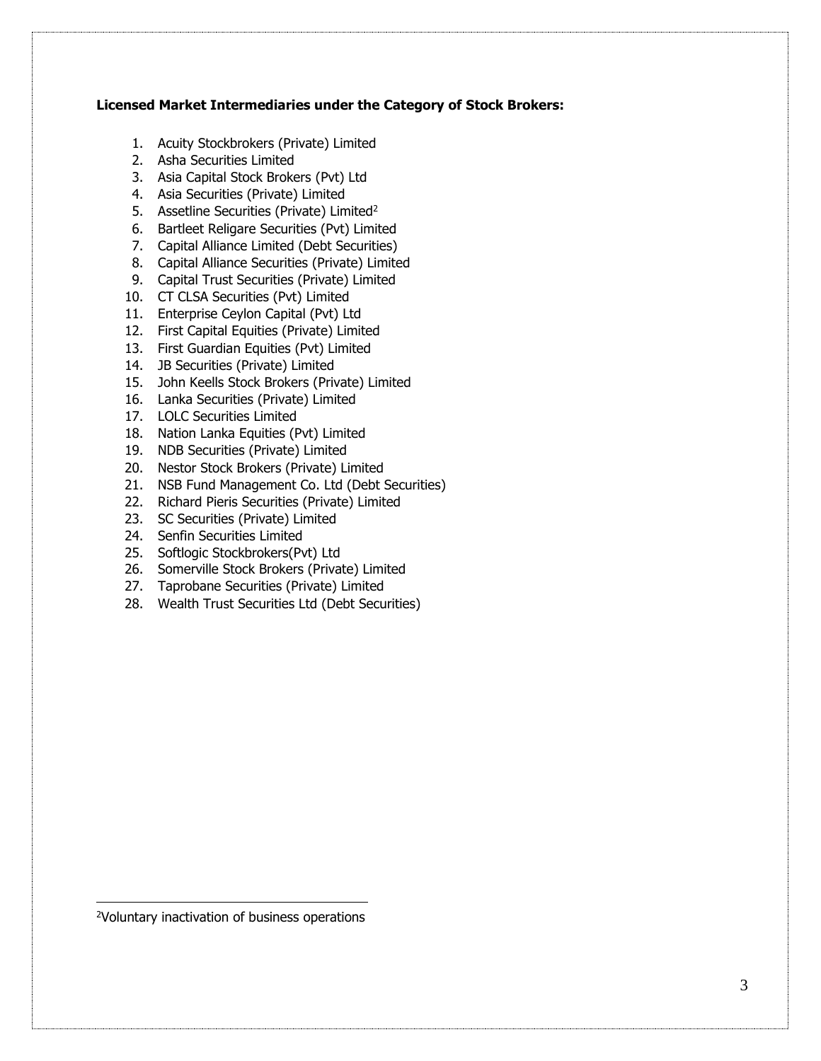**Licensed Market Intermediaries under the Category of Stock Brokers:**

1. Acuity Stockbrokers (Private) Limited
2. Asha Securities Limited
3. Asia Capital Stock Brokers (Pvt) Ltd
4. Asia Securities (Private) Limited
5. Assetline Securities (Private) Limited[2]
6. Bartleet Religare Securities (Pvt) Limited
7. Capital Alliance Limited (Debt Securities)
8. Capital Alliance Securities (Private) Limited
9. Capital Trust Securities (Private) Limited
10. CT CLSA Securities (Pvt) Limited
11. Enterprise Ceylon Capital (Pvt) Ltd
12. First Capital Equities (Private) Limited
13. First Guardian Equities (Pvt) Limited
14. JB Securities (Private) Limited
15. John Keells Stock Brokers (Private) Limited
16. Lanka Securities (Private) Limited
17. LOLC Securities Limited
18. Nation Lanka Equities (Pvt) Limited
19. NDB Securities (Private) Limited
20. Nestor Stock Brokers (Private) Limited
21. NSB Fund Management Co. Ltd (Debt Securities)
22. Richard Pieris Securities (Private) Limited
23. SC Securities (Private) Limited
24. Senfin Securities Limited
25. Softlogic Stockbrokers(Pvt) Ltd
26. Somerville Stock Brokers (Private) Limited
27. Taprobane Securities (Private) Limited
28. Wealth Trust Securities Ltd (Debt Securities)

---

[2]Voluntary inactivation of business operations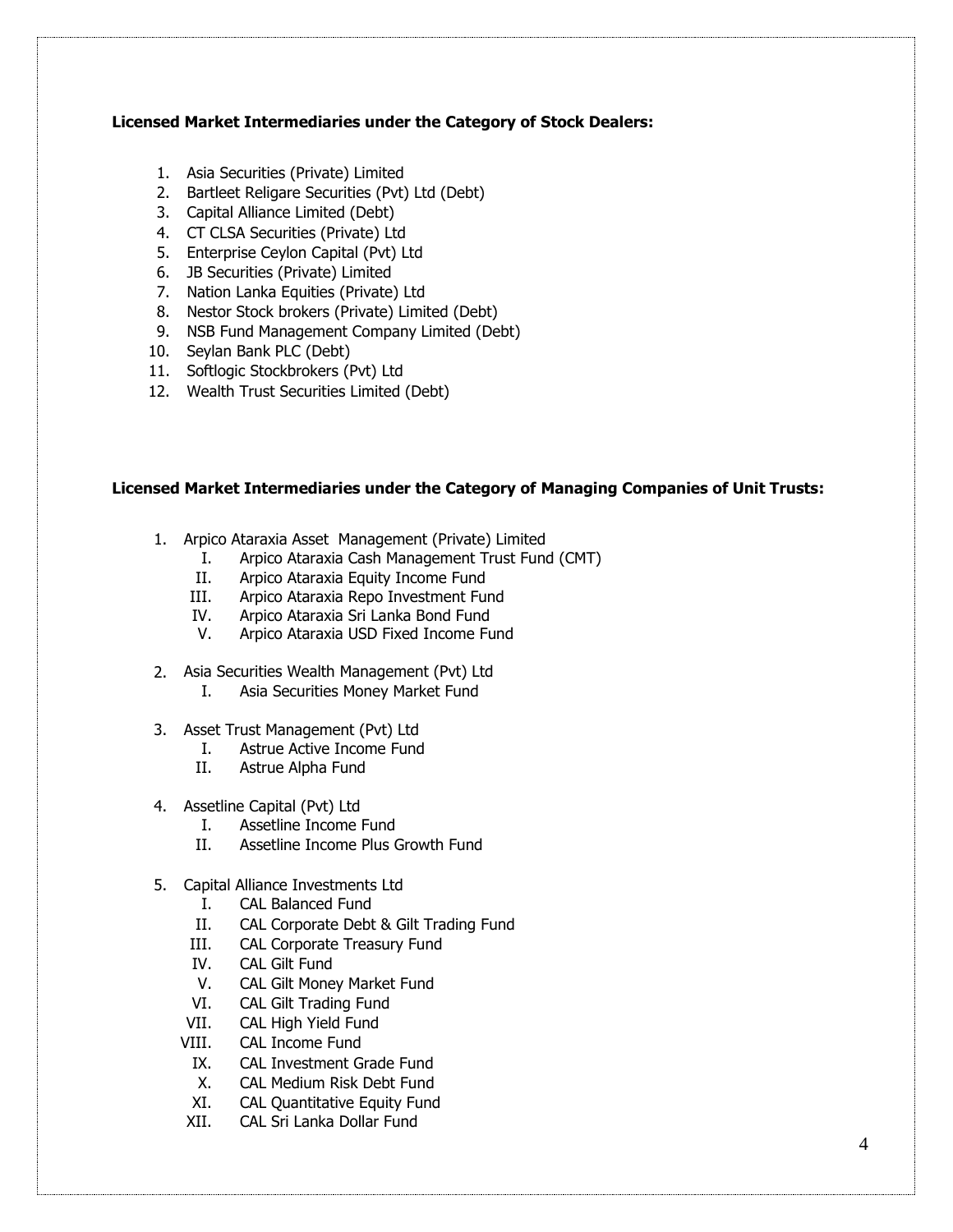**Licensed Market Intermediaries under the Category of Stock Dealers:**

1. Asia Securities (Private) Limited
2. Bartleet Religare Securities (Pvt) Ltd (Debt)
3. Capital Alliance Limited (Debt)
4. CT CLSA Securities (Private) Ltd
5. Enterprise Ceylon Capital (Pvt) Ltd
6. JB Securities (Private) Limited
7. Nation Lanka Equities (Private) Ltd
8. Nestor Stock brokers (Private) Limited (Debt)
9. NSB Fund Management Company Limited (Debt)
10. Seylan Bank PLC (Debt)
11. Softlogic Stockbrokers (Pvt) Ltd
12. Wealth Trust Securities Limited (Debt)

**Licensed Market Intermediaries under the Category of Managing Companies of Unit Trusts:**

1. Arpico Ataraxia Asset Management (Private) Limited
   - I. Arpico Ataraxia Cash Management Trust Fund (CMT)
   - II. Arpico Ataraxia Equity Income Fund
   - III. Arpico Ataraxia Repo Investment Fund
   - IV. Arpico Ataraxia Sri Lanka Bond Fund
   - V. Arpico Ataraxia USD Fixed Income Fund

2. Asia Securities Wealth Management (Pvt) Ltd
   - I. Asia Securities Money Market Fund

3. Asset Trust Management (Pvt) Ltd
   - I. Astrue Active Income Fund
   - II. Astrue Alpha Fund

4. Assetline Capital (Pvt) Ltd
   - I. Assetline Income Fund
   - II. Assetline Income Plus Growth Fund

5. Capital Alliance Investments Ltd
   - I. CAL Balanced Fund
   - II. CAL Corporate Debt & Gilt Trading Fund
   - III. CAL Corporate Treasury Fund
   - IV. CAL Gilt Fund
   - V. CAL Gilt Money Market Fund
   - VI. CAL Gilt Trading Fund
   - VII. CAL High Yield Fund
   - VIII. CAL Income Fund
   - IX. CAL Investment Grade Fund
   - X. CAL Medium Risk Debt Fund
   - XI. CAL Quantitative Equity Fund
   - XII. CAL Sri Lanka Dollar Fund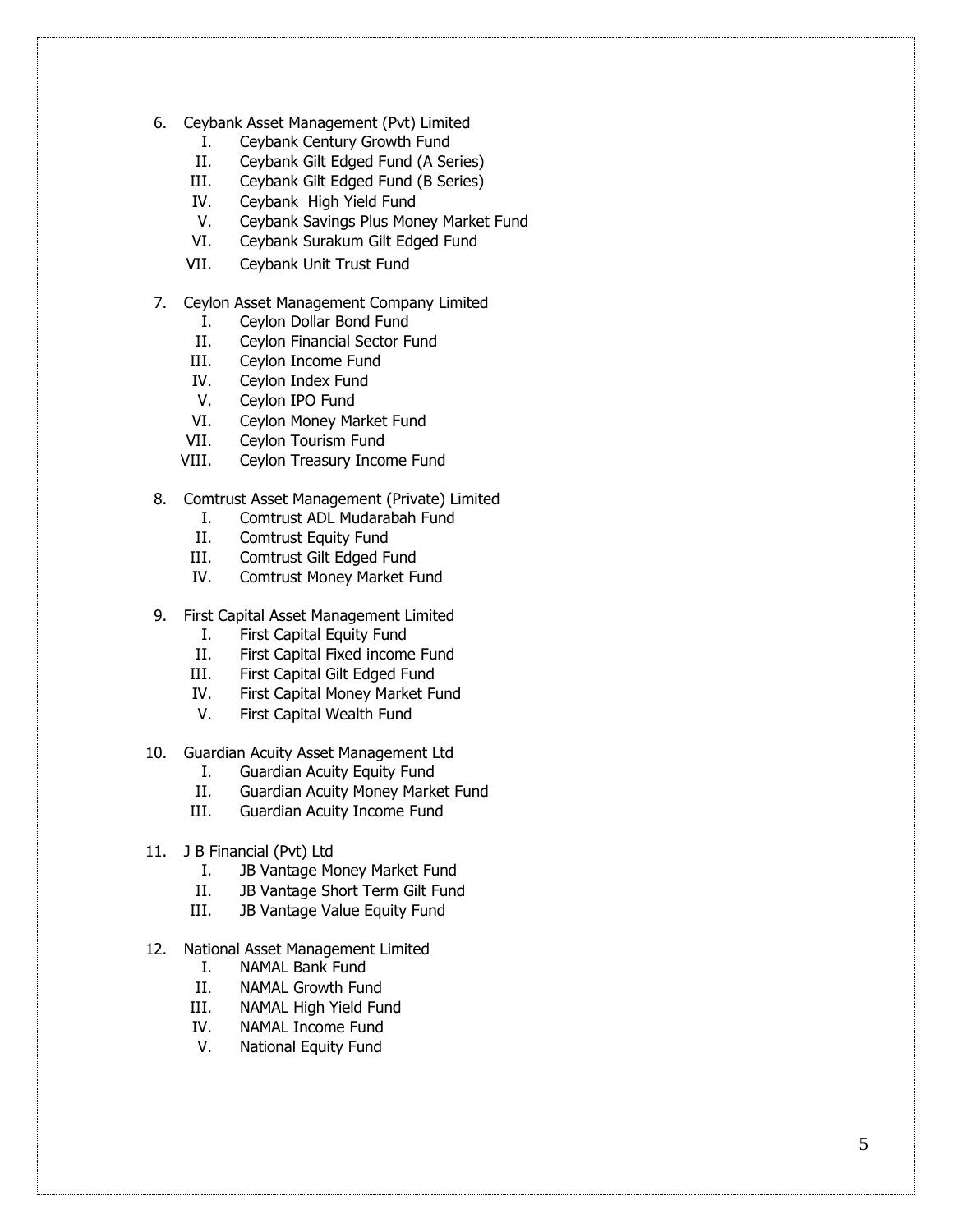6. Ceybank Asset Management (Pvt) Limited
    I. Ceybank Century Growth Fund
    II. Ceybank Gilt Edged Fund (A Series)
    III. Ceybank Gilt Edged Fund (B Series)
    IV. Ceybank High Yield Fund
    V. Ceybank Savings Plus Money Market Fund
    VI. Ceybank Surakum Gilt Edged Fund
    VII. Ceybank Unit Trust Fund

7. Ceylon Asset Management Company Limited
    I. Ceylon Dollar Bond Fund
    II. Ceylon Financial Sector Fund
    III. Ceylon Income Fund
    IV. Ceylon Index Fund
    V. Ceylon IPO Fund
    VI. Ceylon Money Market Fund
    VII. Ceylon Tourism Fund
    VIII. Ceylon Treasury Income Fund

8. Comtrust Asset Management (Private) Limited
    I. Comtrust ADL Mudarabah Fund
    II. Comtrust Equity Fund
    III. Comtrust Gilt Edged Fund
    IV. Comtrust Money Market Fund

9. First Capital Asset Management Limited
    I. First Capital Equity Fund
    II. First Capital Fixed income Fund
    III. First Capital Gilt Edged Fund
    IV. First Capital Money Market Fund
    V. First Capital Wealth Fund

10. Guardian Acuity Asset Management Ltd
    I. Guardian Acuity Equity Fund
    II. Guardian Acuity Money Market Fund
    III. Guardian Acuity Income Fund

11. J B Financial (Pvt) Ltd
    I. JB Vantage Money Market Fund
    II. JB Vantage Short Term Gilt Fund
    III. JB Vantage Value Equity Fund

12. National Asset Management Limited
    I. NAMAL Bank Fund
    II. NAMAL Growth Fund
    III. NAMAL High Yield Fund
    IV. NAMAL Income Fund
    V. National Equity Fund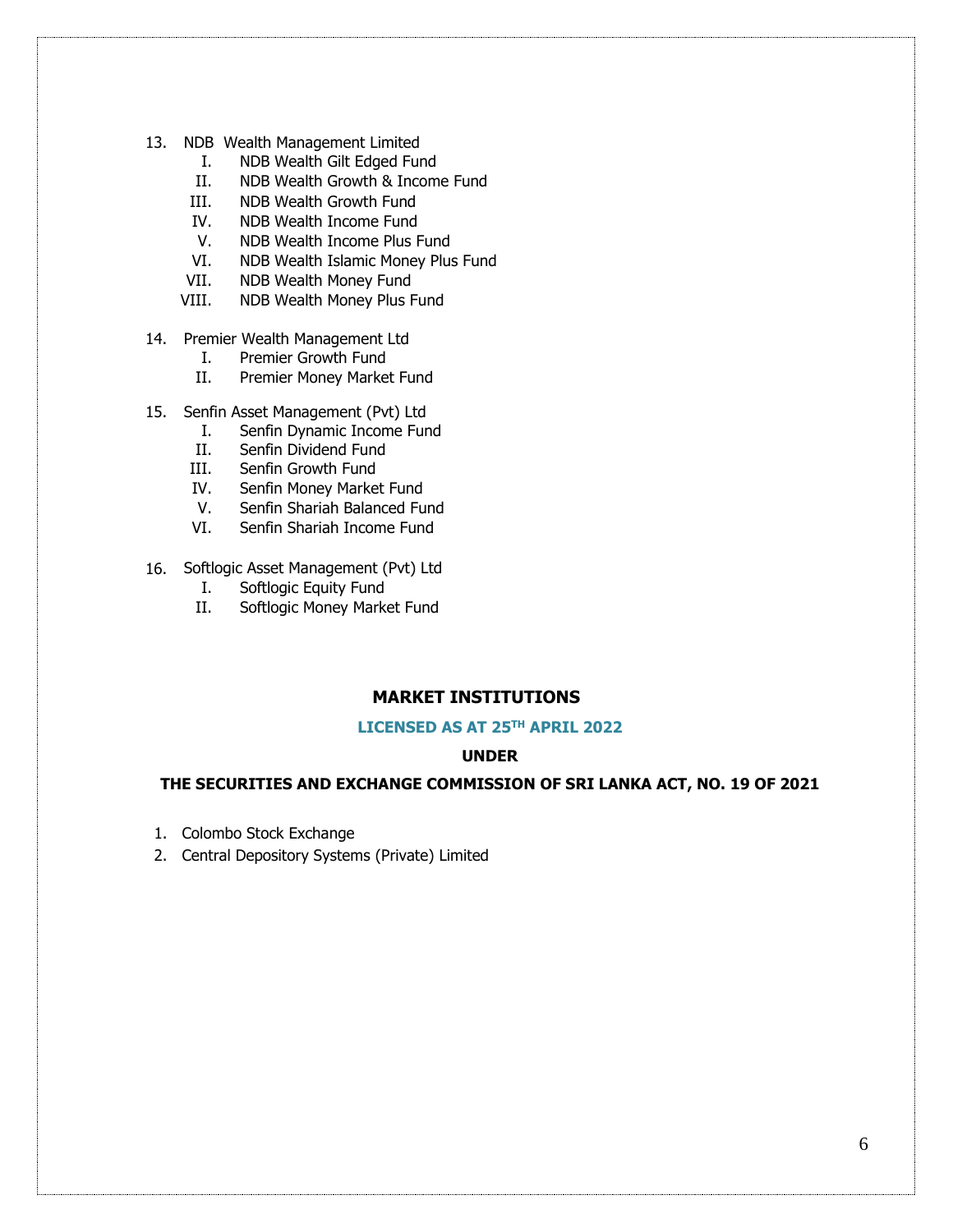13. NDB Wealth Management Limited
    - I. NDB Wealth Gilt Edged Fund
    - II. NDB Wealth Growth & Income Fund
    - III. NDB Wealth Growth Fund
    - IV. NDB Wealth Income Fund
    - V. NDB Wealth Income Plus Fund
    - VI. NDB Wealth Islamic Money Plus Fund
    - VII. NDB Wealth Money Fund
    - VIII. NDB Wealth Money Plus Fund

14. Premier Wealth Management Ltd
    - I. Premier Growth Fund
    - II. Premier Money Market Fund

15. Senfin Asset Management (Pvt) Ltd
    - I. Senfin Dynamic Income Fund
    - II. Senfin Dividend Fund
    - III. Senfin Growth Fund
    - IV. Senfin Money Market Fund
    - V. Senfin Shariah Balanced Fund
    - VI. Senfin Shariah Income Fund

16. Softlogic Asset Management (Pvt) Ltd
    - I. Softlogic Equity Fund
    - II. Softlogic Money Market Fund

## MARKET INSTITUTIONS

**LICENSED AS AT 25TH APRIL 2022**

**UNDER**

**THE SECURITIES AND EXCHANGE COMMISSION OF SRI LANKA ACT, NO. 19 OF 2021**

1. Colombo Stock Exchange
2. Central Depository Systems (Private) Limited